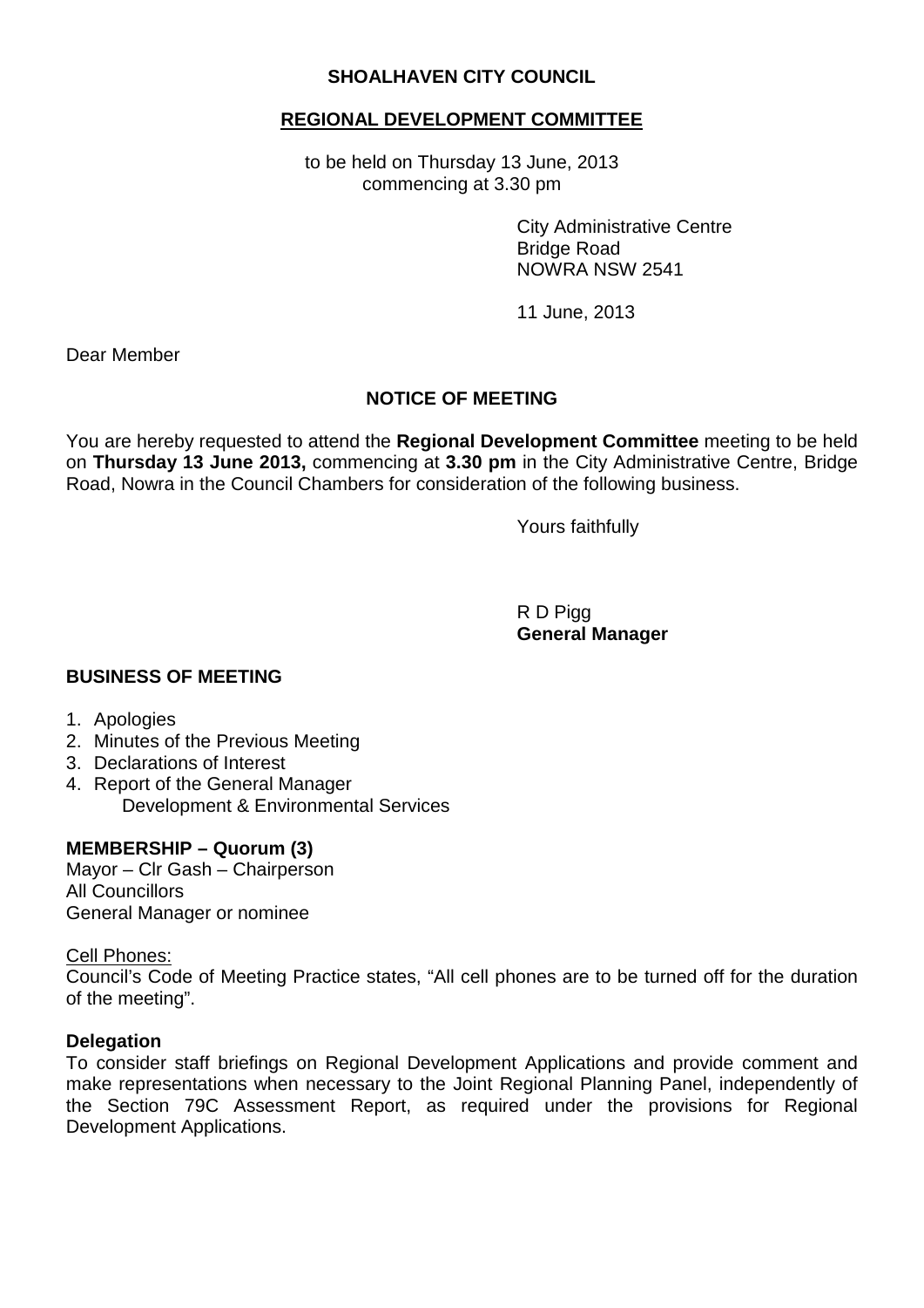**SHOALHAVEN CITY COUNCIL**

**REGIONAL DEVELOPMENT COMMITTEE**

to be held on Thursday 13 June, 2013
commencing at 3.30 pm

City Administrative Centre
Bridge Road
NOWRA NSW 2541

11 June, 2013

Dear Member

**NOTICE OF MEETING**

You are hereby requested to attend the **Regional Development Committee** meeting to be held on **Thursday 13 June 2013,** commencing at **3.30 pm** in the City Administrative Centre, Bridge Road, Nowra in the Council Chambers for consideration of the following business.

Yours faithfully

R D Pigg
**General Manager**

**BUSINESS OF MEETING**

1. Apologies
2. Minutes of the Previous Meeting
3. Declarations of Interest
4. Report of the General Manager
   Development & Environmental Services

**MEMBERSHIP – Quorum (3)**
Mayor – Clr Gash – Chairperson
All Councillors
General Manager or nominee

Cell Phones:
Council's Code of Meeting Practice states, "All cell phones are to be turned off for the duration of the meeting".

**Delegation**
To consider staff briefings on Regional Development Applications and provide comment and make representations when necessary to the Joint Regional Planning Panel, independently of the Section 79C Assessment Report, as required under the provisions for Regional Development Applications.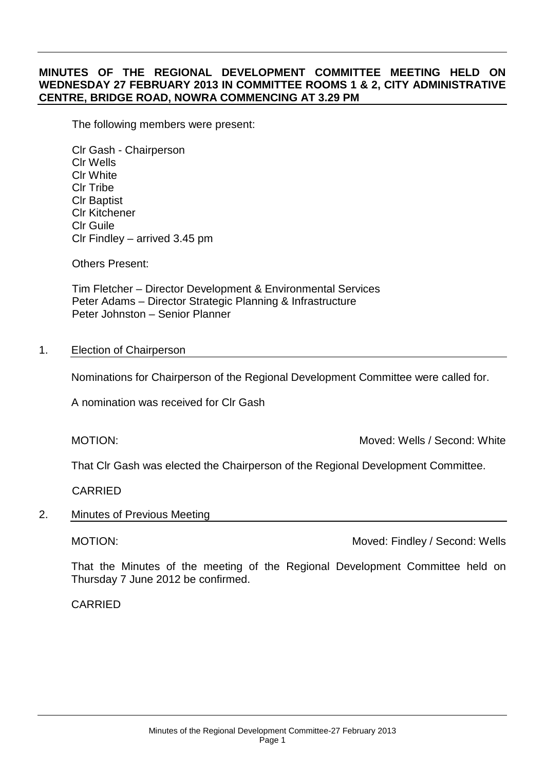**MINUTES OF THE REGIONAL DEVELOPMENT COMMITTEE MEETING HELD ON WEDNESDAY 27 FEBRUARY 2013 IN COMMITTEE ROOMS 1 & 2, CITY ADMINISTRATIVE CENTRE, BRIDGE ROAD, NOWRA COMMENCING AT 3.29 PM**

The following members were present:

Clr Gash - Chairperson
Clr Wells
Clr White
Clr Tribe
Clr Baptist
Clr Kitchener
Clr Guile
Clr Findley – arrived 3.45 pm

Others Present:

Tim Fletcher – Director Development & Environmental Services
Peter Adams – Director Strategic Planning & Infrastructure
Peter Johnston – Senior Planner

## 1. Election of Chairperson

Nominations for Chairperson of the Regional Development Committee were called for.

A nomination was received for Clr Gash

MOTION: Moved: Wells / Second: White

That Clr Gash was elected the Chairperson of the Regional Development Committee.

CARRIED

## 2. Minutes of Previous Meeting

MOTION: Moved: Findley / Second: Wells

That the Minutes of the meeting of the Regional Development Committee held on Thursday 7 June 2012 be confirmed.

CARRIED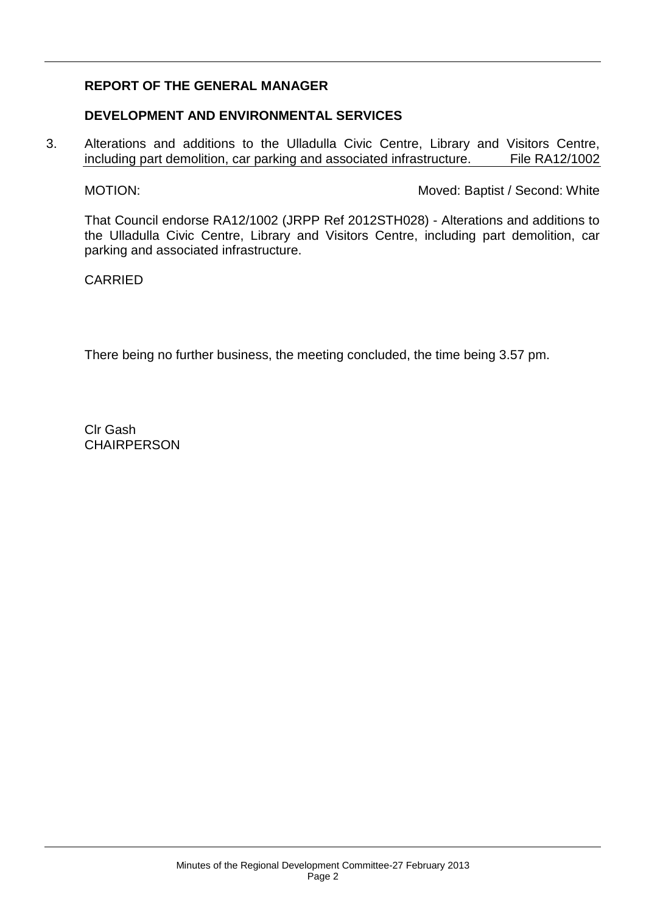## REPORT OF THE GENERAL MANAGER

### DEVELOPMENT AND ENVIRONMENTAL SERVICES

3. Alterations and additions to the Ulladulla Civic Centre, Library and Visitors Centre, including part demolition, car parking and associated infrastructure. File RA12/1002

MOTION: Moved: Baptist / Second: White

That Council endorse RA12/1002 (JRPP Ref 2012STH028) - Alterations and additions to the Ulladulla Civic Centre, Library and Visitors Centre, including part demolition, car parking and associated infrastructure.

CARRIED

There being no further business, the meeting concluded, the time being 3.57 pm.

Clr Gash
CHAIRPERSON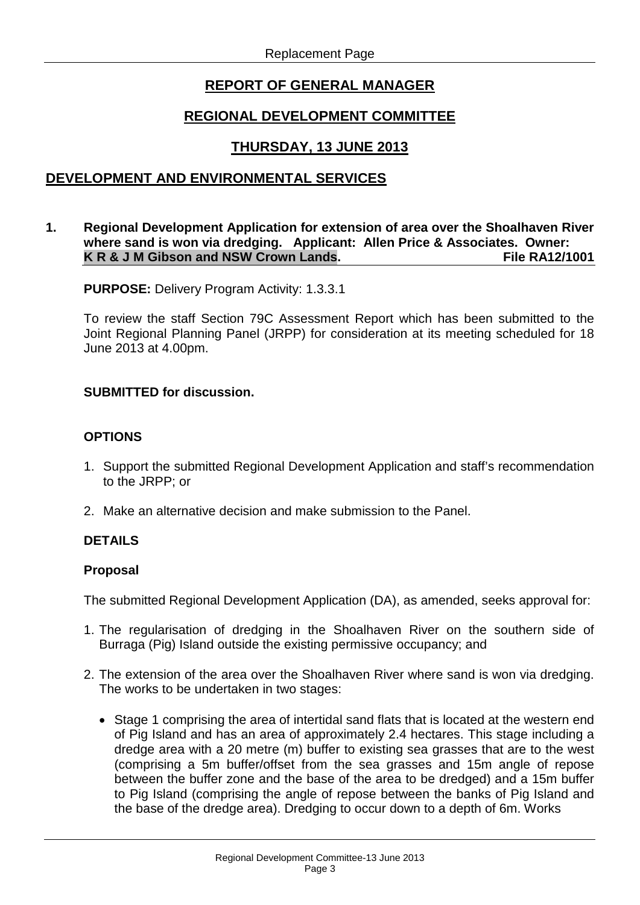Replacement Page

## REPORT OF GENERAL MANAGER

## REGIONAL DEVELOPMENT COMMITTEE

## THURSDAY, 13 JUNE 2013

## DEVELOPMENT AND ENVIRONMENTAL SERVICES

**1. Regional Development Application for extension of area over the Shoalhaven River where sand is won via dredging. Applicant: Allen Price & Associates. Owner: K R & J M Gibson and NSW Crown Lands. File RA12/1001**

**PURPOSE:** Delivery Program Activity: 1.3.3.1

To review the staff Section 79C Assessment Report which has been submitted to the Joint Regional Planning Panel (JRPP) for consideration at its meeting scheduled for 18 June 2013 at 4.00pm.

**SUBMITTED for discussion.**

### OPTIONS

1. Support the submitted Regional Development Application and staff's recommendation to the JRPP; or
2. Make an alternative decision and make submission to the Panel.

### DETAILS

#### Proposal

The submitted Regional Development Application (DA), as amended, seeks approval for:

1. The regularisation of dredging in the Shoalhaven River on the southern side of Burraga (Pig) Island outside the existing permissive occupancy; and
2. The extension of the area over the Shoalhaven River where sand is won via dredging. The works to be undertaken in two stages:
   - Stage 1 comprising the area of intertidal sand flats that is located at the western end of Pig Island and has an area of approximately 2.4 hectares. This stage including a dredge area with a 20 metre (m) buffer to existing sea grasses that are to the west (comprising a 5m buffer/offset from the sea grasses and 15m angle of repose between the buffer zone and the base of the area to be dredged) and a 15m buffer to Pig Island (comprising the angle of repose between the banks of Pig Island and the base of the dredge area). Dredging to occur down to a depth of 6m. Works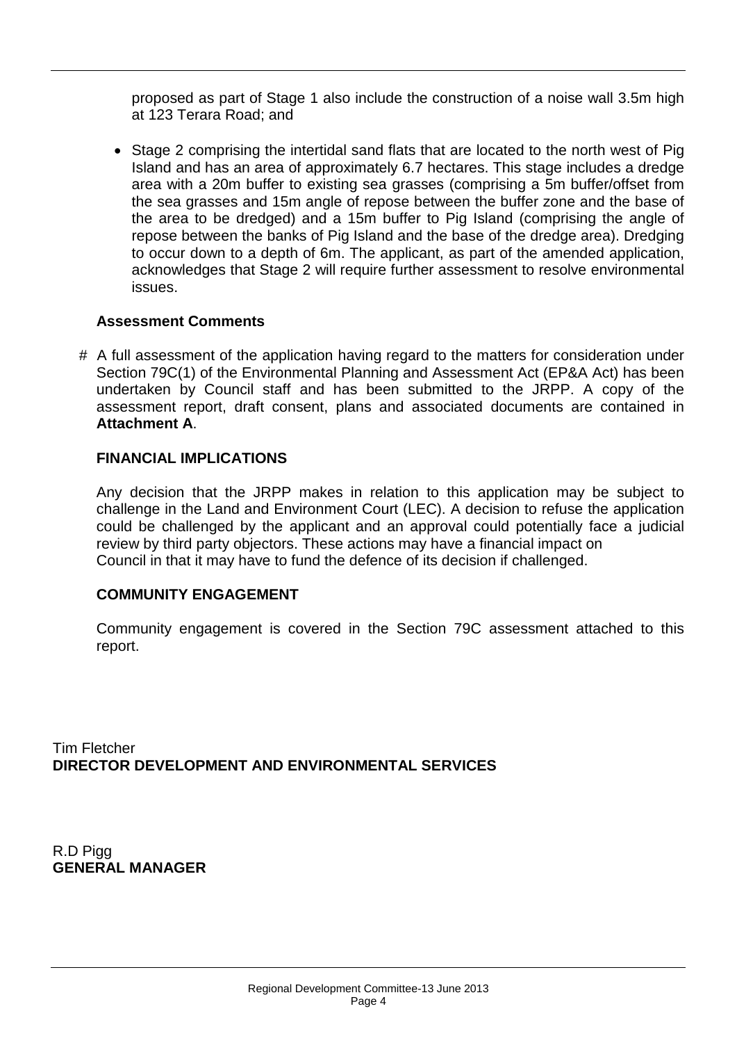proposed as part of Stage 1 also include the construction of a noise wall 3.5m high at 123 Terara Road; and

- Stage 2 comprising the intertidal sand flats that are located to the north west of Pig Island and has an area of approximately 6.7 hectares. This stage includes a dredge area with a 20m buffer to existing sea grasses (comprising a 5m buffer/offset from the sea grasses and 15m angle of repose between the buffer zone and the base of the area to be dredged) and a 15m buffer to Pig Island (comprising the angle of repose between the banks of Pig Island and the base of the dredge area). Dredging to occur down to a depth of 6m. The applicant, as part of the amended application, acknowledges that Stage 2 will require further assessment to resolve environmental issues.

**Assessment Comments**

# A full assessment of the application having regard to the matters for consideration under Section 79C(1) of the Environmental Planning and Assessment Act (EP&A Act) has been undertaken by Council staff and has been submitted to the JRPP. A copy of the assessment report, draft consent, plans and associated documents are contained in **Attachment A**.

**FINANCIAL IMPLICATIONS**

Any decision that the JRPP makes in relation to this application may be subject to challenge in the Land and Environment Court (LEC). A decision to refuse the application could be challenged by the applicant and an approval could potentially face a judicial review by third party objectors. These actions may have a financial impact on Council in that it may have to fund the defence of its decision if challenged.

**COMMUNITY ENGAGEMENT**

Community engagement is covered in the Section 79C assessment attached to this report.

Tim Fletcher
**DIRECTOR DEVELOPMENT AND ENVIRONMENTAL SERVICES**

R.D Pigg
**GENERAL MANAGER**